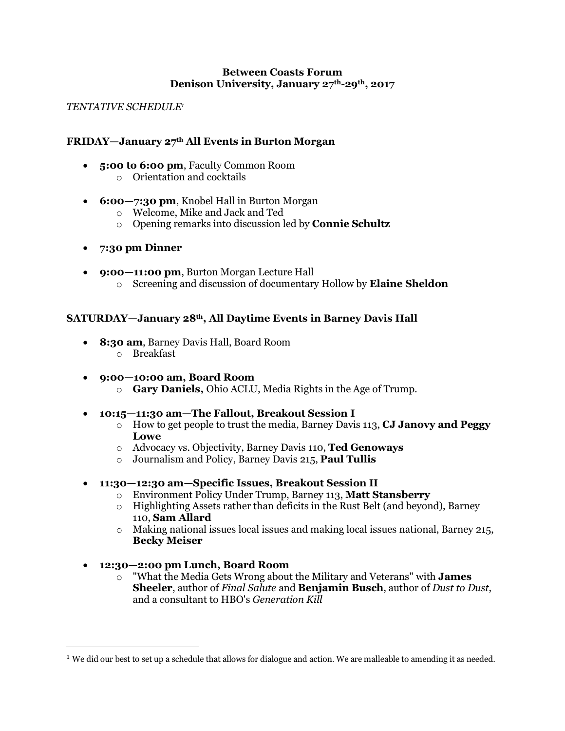**Between Coasts Forum**
**Denison University, January 27th-29th, 2017**

*TENTATIVE SCHEDULE*[1]

## FRIDAY—January 27th All Events in Burton Morgan

- **5:00 to 6:00 pm**, Faculty Common Room
  - Orientation and cocktails
- **6:00—7:30 pm**, Knobel Hall in Burton Morgan
  - Welcome, Mike and Jack and Ted
  - Opening remarks into discussion led by **Connie Schultz**
- **7:30 pm Dinner**
- **9:00—11:00 pm**, Burton Morgan Lecture Hall
  - Screening and discussion of documentary Hollow by **Elaine Sheldon**

## SATURDAY—January 28th, All Daytime Events in Barney Davis Hall

- **8:30 am**, Barney Davis Hall, Board Room
  - Breakfast
- **9:00—10:00 am, Board Room**
  - **Gary Daniels,** Ohio ACLU, Media Rights in the Age of Trump.
- **10:15—11:30 am—The Fallout, Breakout Session I**
  - How to get people to trust the media, Barney Davis 113, **CJ Janovy and Peggy Lowe**
  - Advocacy vs. Objectivity, Barney Davis 110, **Ted Genoways**
  - Journalism and Policy, Barney Davis 215, **Paul Tullis**
- **11:30—12:30 am—Specific Issues, Breakout Session II**
  - Environment Policy Under Trump, Barney 113, **Matt Stansberry**
  - Highlighting Assets rather than deficits in the Rust Belt (and beyond), Barney 110, **Sam Allard**
  - Making national issues local issues and making local issues national, Barney 215, **Becky Meiser**
- **12:30—2:00 pm Lunch, Board Room**
  - "What the Media Gets Wrong about the Military and Veterans" with **James Sheeler**, author of *Final Salute* and **Benjamin Busch**, author of *Dust to Dust*, and a consultant to HBO's *Generation Kill*

---

[1] We did our best to set up a schedule that allows for dialogue and action. We are malleable to amending it as needed.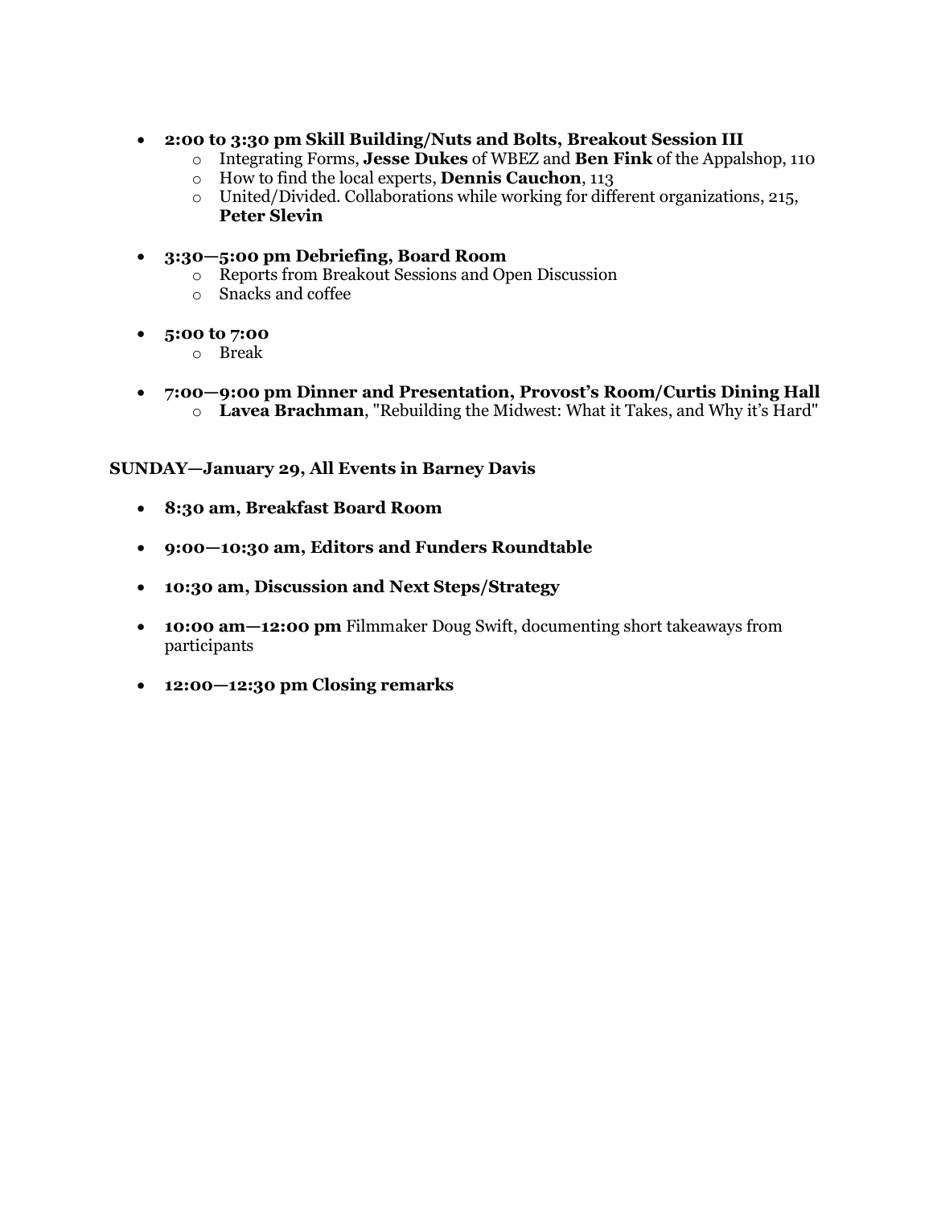- **2:00 to 3:30 pm Skill Building/Nuts and Bolts, Breakout Session III**
  - Integrating Forms, **Jesse Dukes** of WBEZ and **Ben Fink** of the Appalshop, 110
  - How to find the local experts, **Dennis Cauchon**, 113
  - United/Divided. Collaborations while working for different organizations, 215, **Peter Slevin**

- **3:30—5:00 pm Debriefing, Board Room**
  - Reports from Breakout Sessions and Open Discussion
  - Snacks and coffee

- **5:00 to 7:00**
  - Break

- **7:00—9:00 pm Dinner and Presentation, Provost's Room/Curtis Dining Hall**
  - **Lavea Brachman**, "Rebuilding the Midwest: What it Takes, and Why it's Hard"

**SUNDAY—January 29, All Events in Barney Davis**

- **8:30 am, Breakfast Board Room**

- **9:00—10:30 am, Editors and Funders Roundtable**

- **10:30 am, Discussion and Next Steps/Strategy**

- **10:00 am—12:00 pm** Filmmaker Doug Swift, documenting short takeaways from participants

- **12:00—12:30 pm Closing remarks**